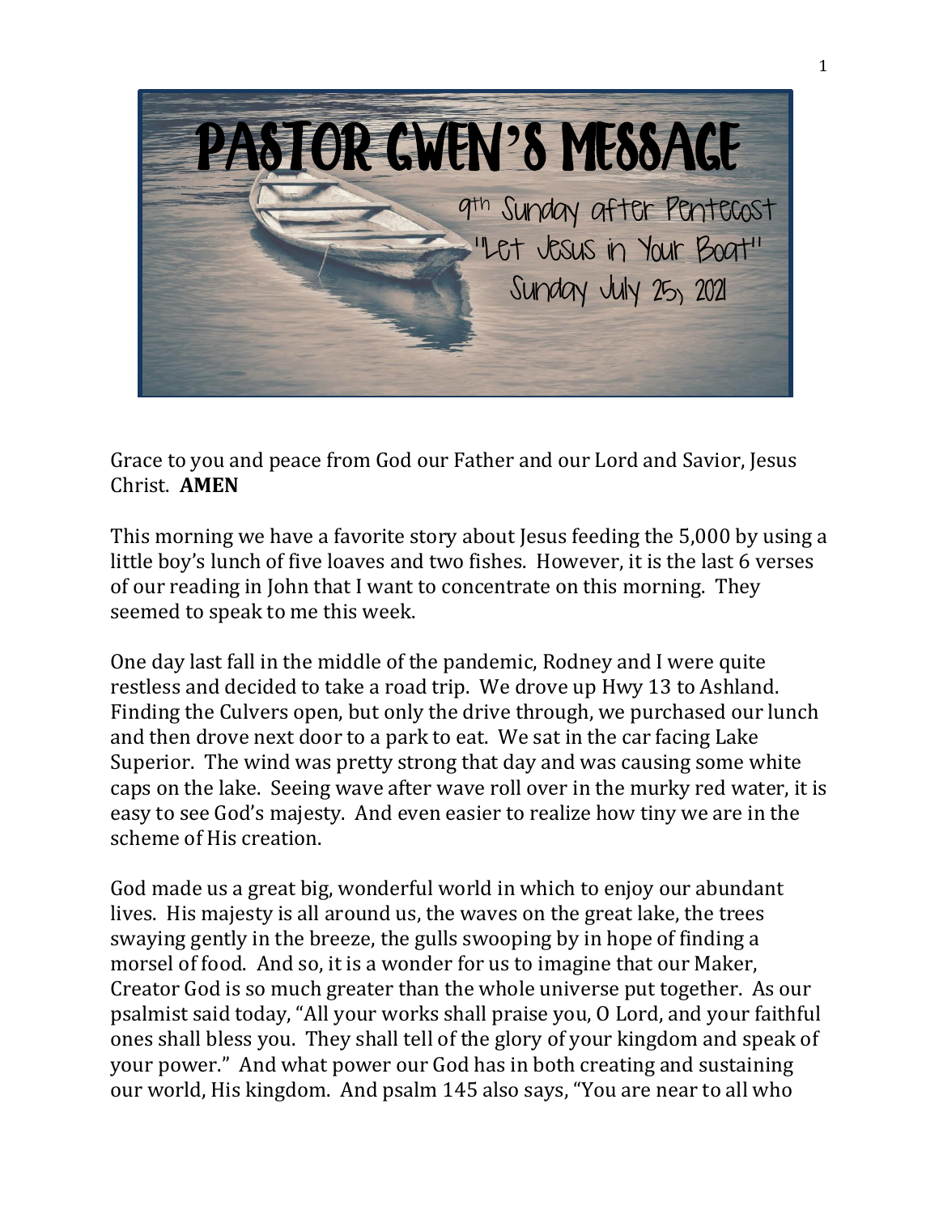# PASTOR GWEN'S MESSAGE

9th Sunday after Pentecost

"Let Jesus in Your Boat"

Sunday July 25, 2021

Grace to you and peace from God our Father and our Lord and Savior, Jesus Christ. **AMEN**

This morning we have a favorite story about Jesus feeding the 5,000 by using a little boy's lunch of five loaves and two fishes. However, it is the last 6 verses of our reading in John that I want to concentrate on this morning. They seemed to speak to me this week.

One day last fall in the middle of the pandemic, Rodney and I were quite restless and decided to take a road trip. We drove up Hwy 13 to Ashland. Finding the Culvers open, but only the drive through, we purchased our lunch and then drove next door to a park to eat. We sat in the car facing Lake Superior. The wind was pretty strong that day and was causing some white caps on the lake. Seeing wave after wave roll over in the murky red water, it is easy to see God's majesty. And even easier to realize how tiny we are in the scheme of His creation.

God made us a great big, wonderful world in which to enjoy our abundant lives. His majesty is all around us, the waves on the great lake, the trees swaying gently in the breeze, the gulls swooping by in hope of finding a morsel of food. And so, it is a wonder for us to imagine that our Maker, Creator God is so much greater than the whole universe put together. As our psalmist said today, "All your works shall praise you, O Lord, and your faithful ones shall bless you. They shall tell of the glory of your kingdom and speak of your power." And what power our God has in both creating and sustaining our world, His kingdom. And psalm 145 also says, "You are near to all who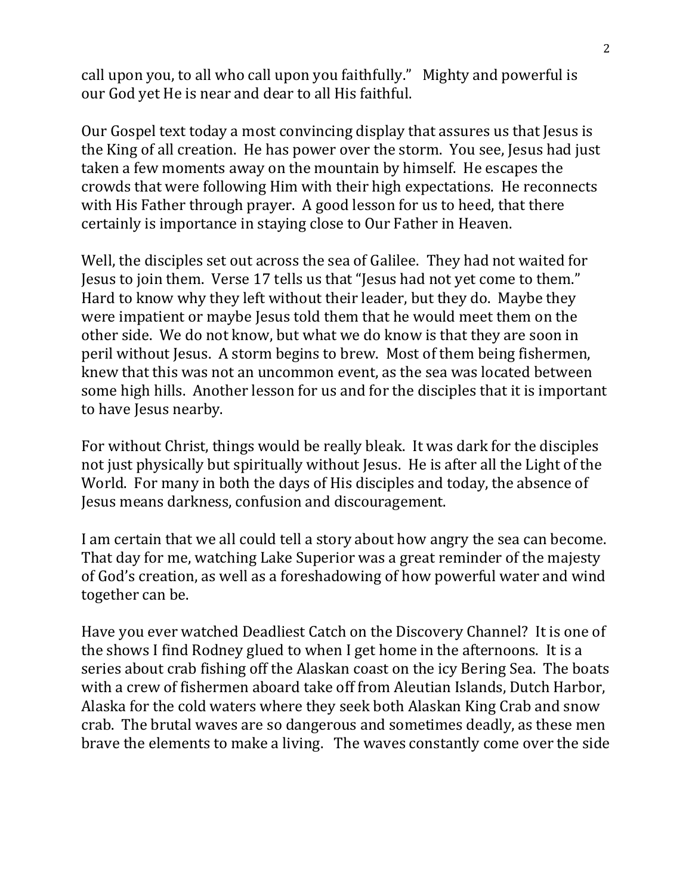call upon you, to all who call upon you faithfully." Mighty and powerful is our God yet He is near and dear to all His faithful.

Our Gospel text today a most convincing display that assures us that Jesus is the King of all creation. He has power over the storm. You see, Jesus had just taken a few moments away on the mountain by himself. He escapes the crowds that were following Him with their high expectations. He reconnects with His Father through prayer. A good lesson for us to heed, that there certainly is importance in staying close to Our Father in Heaven.

Well, the disciples set out across the sea of Galilee. They had not waited for Jesus to join them. Verse 17 tells us that "Jesus had not yet come to them." Hard to know why they left without their leader, but they do. Maybe they were impatient or maybe Jesus told them that he would meet them on the other side. We do not know, but what we do know is that they are soon in peril without Jesus. A storm begins to brew. Most of them being fishermen, knew that this was not an uncommon event, as the sea was located between some high hills. Another lesson for us and for the disciples that it is important to have Jesus nearby.

For without Christ, things would be really bleak. It was dark for the disciples not just physically but spiritually without Jesus. He is after all the Light of the World. For many in both the days of His disciples and today, the absence of Jesus means darkness, confusion and discouragement.

I am certain that we all could tell a story about how angry the sea can become. That day for me, watching Lake Superior was a great reminder of the majesty of God's creation, as well as a foreshadowing of how powerful water and wind together can be.

Have you ever watched Deadliest Catch on the Discovery Channel? It is one of the shows I find Rodney glued to when I get home in the afternoons. It is a series about crab fishing off the Alaskan coast on the icy Bering Sea. The boats with a crew of fishermen aboard take off from Aleutian Islands, Dutch Harbor, Alaska for the cold waters where they seek both Alaskan King Crab and snow crab. The brutal waves are so dangerous and sometimes deadly, as these men brave the elements to make a living. The waves constantly come over the side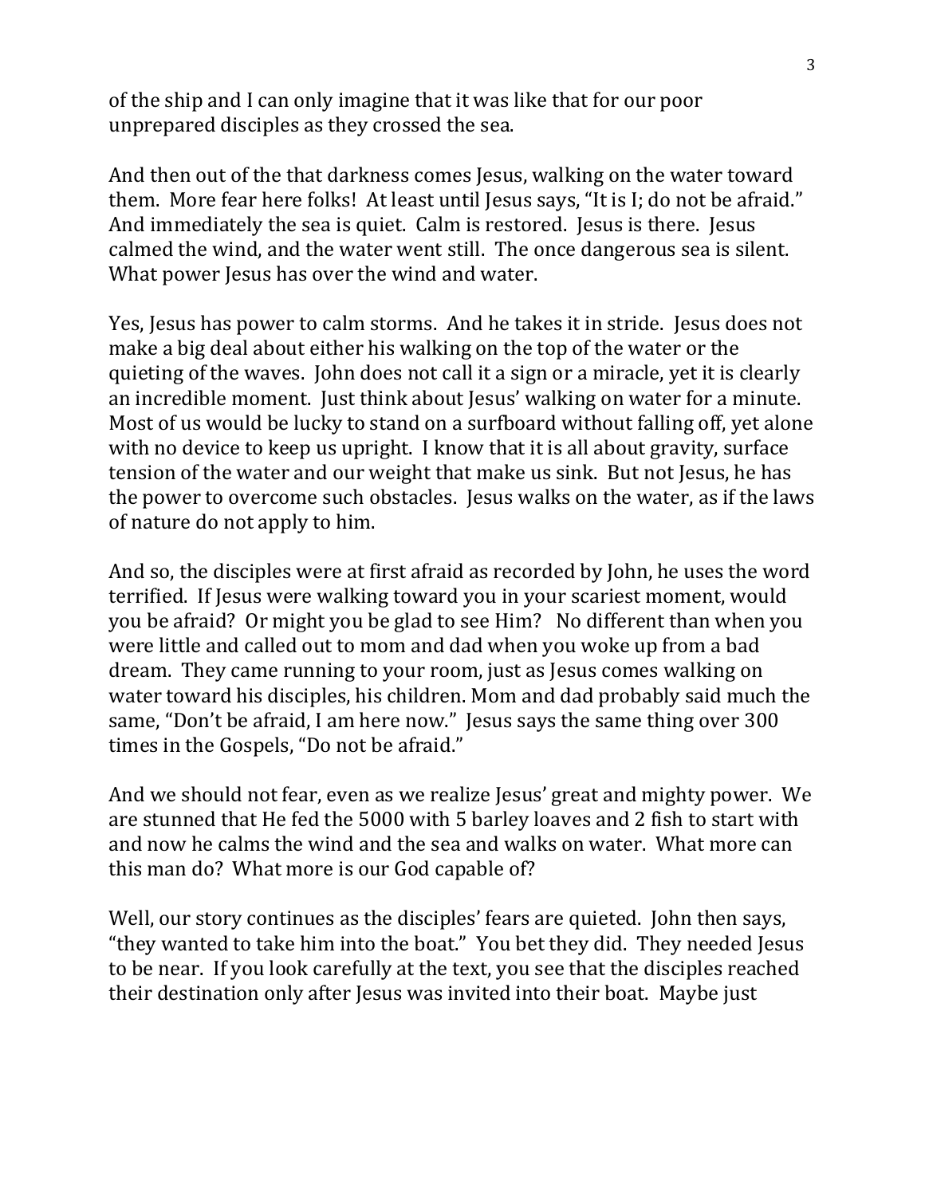of the ship and I can only imagine that it was like that for our poor unprepared disciples as they crossed the sea.

And then out of the that darkness comes Jesus, walking on the water toward them. More fear here folks! At least until Jesus says, "It is I; do not be afraid." And immediately the sea is quiet. Calm is restored. Jesus is there. Jesus calmed the wind, and the water went still. The once dangerous sea is silent. What power Jesus has over the wind and water.

Yes, Jesus has power to calm storms. And he takes it in stride. Jesus does not make a big deal about either his walking on the top of the water or the quieting of the waves. John does not call it a sign or a miracle, yet it is clearly an incredible moment. Just think about Jesus' walking on water for a minute. Most of us would be lucky to stand on a surfboard without falling off, yet alone with no device to keep us upright. I know that it is all about gravity, surface tension of the water and our weight that make us sink. But not Jesus, he has the power to overcome such obstacles. Jesus walks on the water, as if the laws of nature do not apply to him.

And so, the disciples were at first afraid as recorded by John, he uses the word terrified. If Jesus were walking toward you in your scariest moment, would you be afraid? Or might you be glad to see Him? No different than when you were little and called out to mom and dad when you woke up from a bad dream. They came running to your room, just as Jesus comes walking on water toward his disciples, his children. Mom and dad probably said much the same, "Don't be afraid, I am here now." Jesus says the same thing over 300 times in the Gospels, "Do not be afraid."

And we should not fear, even as we realize Jesus' great and mighty power. We are stunned that He fed the 5000 with 5 barley loaves and 2 fish to start with and now he calms the wind and the sea and walks on water. What more can this man do? What more is our God capable of?

Well, our story continues as the disciples' fears are quieted. John then says, "they wanted to take him into the boat." You bet they did. They needed Jesus to be near. If you look carefully at the text, you see that the disciples reached their destination only after Jesus was invited into their boat. Maybe just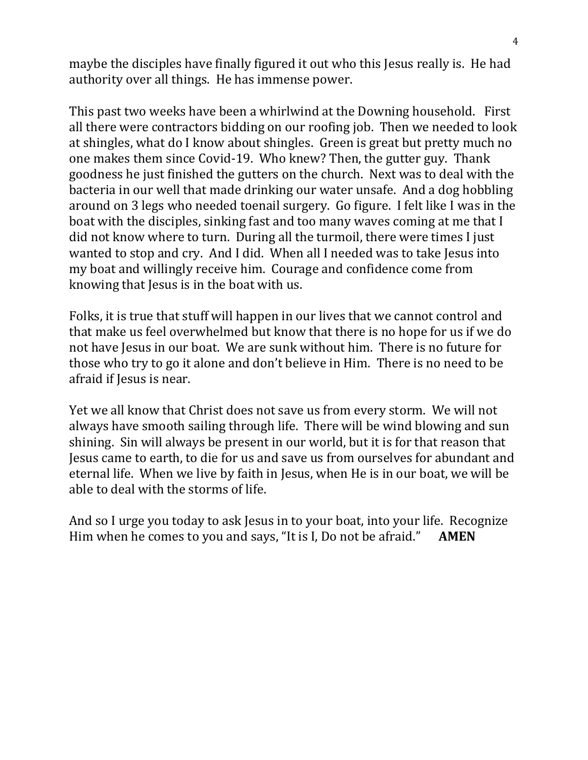maybe the disciples have finally figured it out who this Jesus really is. He had authority over all things. He has immense power.

This past two weeks have been a whirlwind at the Downing household. First all there were contractors bidding on our roofing job. Then we needed to look at shingles, what do I know about shingles. Green is great but pretty much no one makes them since Covid-19. Who knew? Then, the gutter guy. Thank goodness he just finished the gutters on the church. Next was to deal with the bacteria in our well that made drinking our water unsafe. And a dog hobbling around on 3 legs who needed toenail surgery. Go figure. I felt like I was in the boat with the disciples, sinking fast and too many waves coming at me that I did not know where to turn. During all the turmoil, there were times I just wanted to stop and cry. And I did. When all I needed was to take Jesus into my boat and willingly receive him. Courage and confidence come from knowing that Jesus is in the boat with us.

Folks, it is true that stuff will happen in our lives that we cannot control and that make us feel overwhelmed but know that there is no hope for us if we do not have Jesus in our boat. We are sunk without him. There is no future for those who try to go it alone and don't believe in Him. There is no need to be afraid if Jesus is near.

Yet we all know that Christ does not save us from every storm. We will not always have smooth sailing through life. There will be wind blowing and sun shining. Sin will always be present in our world, but it is for that reason that Jesus came to earth, to die for us and save us from ourselves for abundant and eternal life. When we live by faith in Jesus, when He is in our boat, we will be able to deal with the storms of life.

And so I urge you today to ask Jesus in to your boat, into your life. Recognize Him when he comes to you and says, "It is I, Do not be afraid." **AMEN**